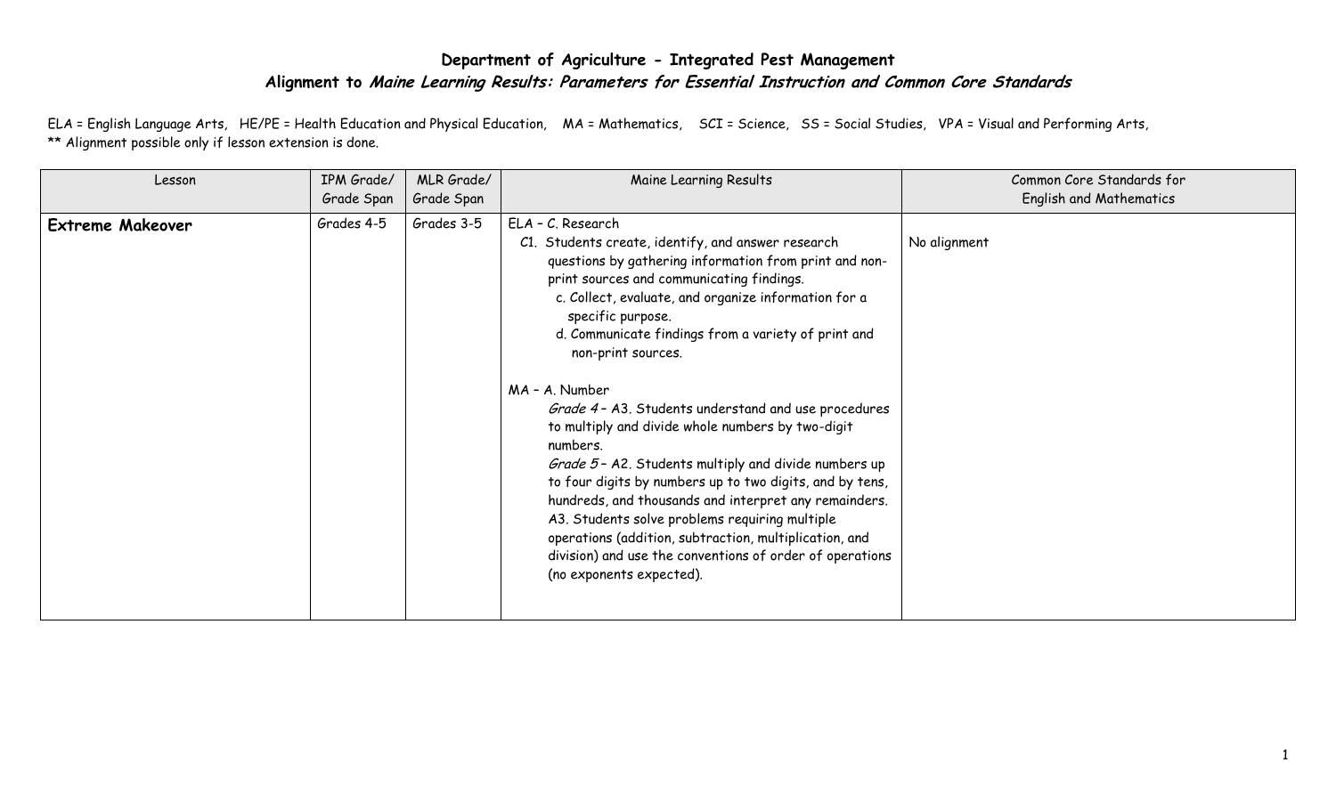## Department of Agriculture - Integrated Pest Management

## Alignment to *Maine Learning Results: Parameters for Essential Instruction and Common Core Standards*

ELA = English Language Arts, HE/PE = Health Education and Physical Education, MA = Mathematics, SCI = Science, SS = Social Studies, VPA = Visual and Performing Arts,
** Alignment possible only if lesson extension is done.

| Lesson | IPM Grade/ Grade Span | MLR Grade/ Grade Span | Maine Learning Results | Common Core Standards for English and Mathematics |
|---|---|---|---|---|
| **Extreme Makeover** | Grades 4-5 | Grades 3-5 | ELA – C. Research<br>C1. Students create, identify, and answer research questions by gathering information from print and non-print sources and communicating findings.<br>c. Collect, evaluate, and organize information for a specific purpose.<br>d. Communicate findings from a variety of print and non-print sources.<br><br>MA – A. Number<br>*Grade 4* – A3. Students understand and use procedures to multiply and divide whole numbers by two-digit numbers.<br>*Grade 5* – A2. Students multiply and divide numbers up to four digits by numbers up to two digits, and by tens, hundreds, and thousands and interpret any remainders.<br>A3. Students solve problems requiring multiple operations (addition, subtraction, multiplication, and division) and use the conventions of order of operations (no exponents expected). | No alignment |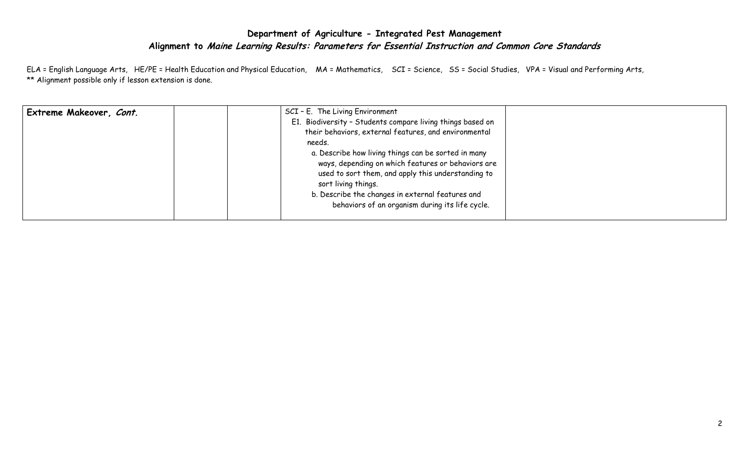## Department of Agriculture - Integrated Pest Management

### Alignment to *Maine Learning Results: Parameters for Essential Instruction and Common Core Standards*

ELA = English Language Arts, HE/PE = Health Education and Physical Education, MA = Mathematics, SCI = Science, SS = Social Studies, VPA = Visual and Performing Arts,
** Alignment possible only if lesson extension is done.

| | | | | |
|---|---|---|---|---|
| **Extreme Makeover, *Cont.*** | | | SCI – E. The Living Environment<br>E1. Biodiversity – Students compare living things based on their behaviors, external features, and environmental needs.<br>a. Describe how living things can be sorted in many ways, depending on which features or behaviors are used to sort them, and apply this understanding to sort living things.<br>b. Describe the changes in external features and behaviors of an organism during its life cycle. | |